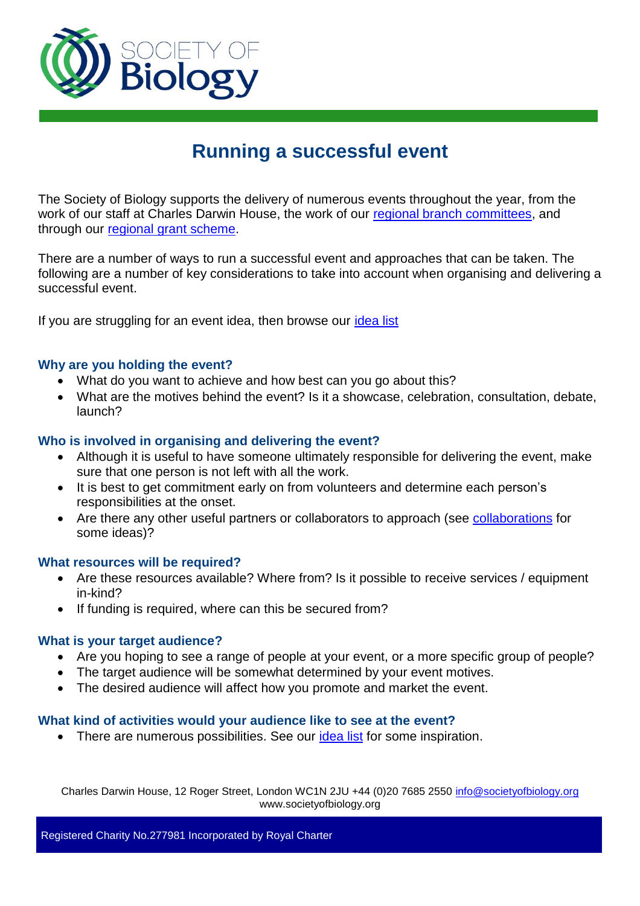# Running a successful event

The Society of Biology supports the delivery of numerous events throughout the year, from the work of our staff at Charles Darwin House, the work of our regional branch committees, and through our regional grant scheme.

There are a number of ways to run a successful event and approaches that can be taken. The following are a number of key considerations to take into account when organising and delivering a successful event.

If you are struggling for an event idea, then browse our idea list

### Why are you holding the event?

- What do you want to achieve and how best can you go about this?
- What are the motives behind the event? Is it a showcase, celebration, consultation, debate, launch?

### Who is involved in organising and delivering the event?

- Although it is useful to have someone ultimately responsible for delivering the event, make sure that one person is not left with all the work.
- It is best to get commitment early on from volunteers and determine each person's responsibilities at the onset.
- Are there any other useful partners or collaborators to approach (see collaborations for some ideas)?

### What resources will be required?

- Are these resources available? Where from? Is it possible to receive services / equipment in-kind?
- If funding is required, where can this be secured from?

### What is your target audience?

- Are you hoping to see a range of people at your event, or a more specific group of people?
- The target audience will be somewhat determined by your event motives.
- The desired audience will affect how you promote and market the event.

### What kind of activities would your audience like to see at the event?

- There are numerous possibilities. See our idea list for some inspiration.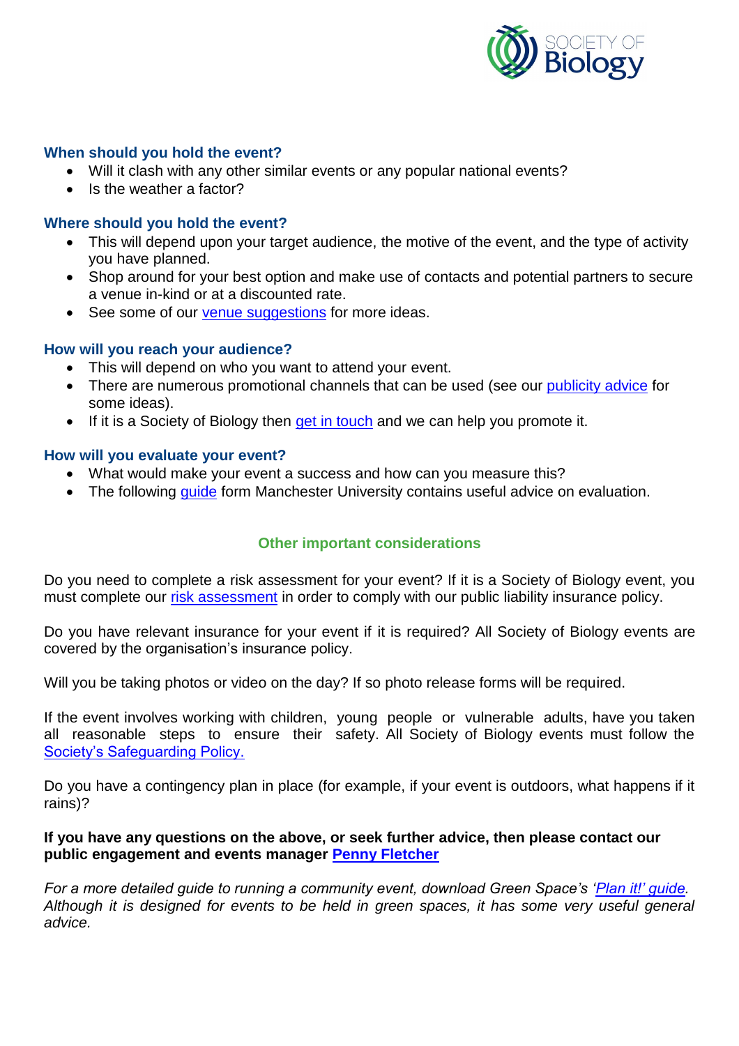### When should you hold the event?

- Will it clash with any other similar events or any popular national events?
- Is the weather a factor?

### Where should you hold the event?

- This will depend upon your target audience, the motive of the event, and the type of activity you have planned.
- Shop around for your best option and make use of contacts and potential partners to secure a venue in-kind or at a discounted rate.
- See some of our venue suggestions for more ideas.

### How will you reach your audience?

- This will depend on who you want to attend your event.
- There are numerous promotional channels that can be used (see our publicity advice for some ideas).
- If it is a Society of Biology then get in touch and we can help you promote it.

### How will you evaluate your event?

- What would make your event a success and how can you measure this?
- The following guide form Manchester University contains useful advice on evaluation.

## Other important considerations

Do you need to complete a risk assessment for your event? If it is a Society of Biology event, you must complete our risk assessment in order to comply with our public liability insurance policy.

Do you have relevant insurance for your event if it is required? All Society of Biology events are covered by the organisation's insurance policy.

Will you be taking photos or video on the day? If so photo release forms will be required.

If the event involves working with children, young people or vulnerable adults, have you taken all reasonable steps to ensure their safety. All Society of Biology events must follow the Society's Safeguarding Policy.

Do you have a contingency plan in place (for example, if your event is outdoors, what happens if it rains)?

**If you have any questions on the above, or seek further advice, then please contact our public engagement and events manager Penny Fletcher**

*For a more detailed guide to running a community event, download Green Space's 'Plan it!' guide. Although it is designed for events to be held in green spaces, it has some very useful general advice.*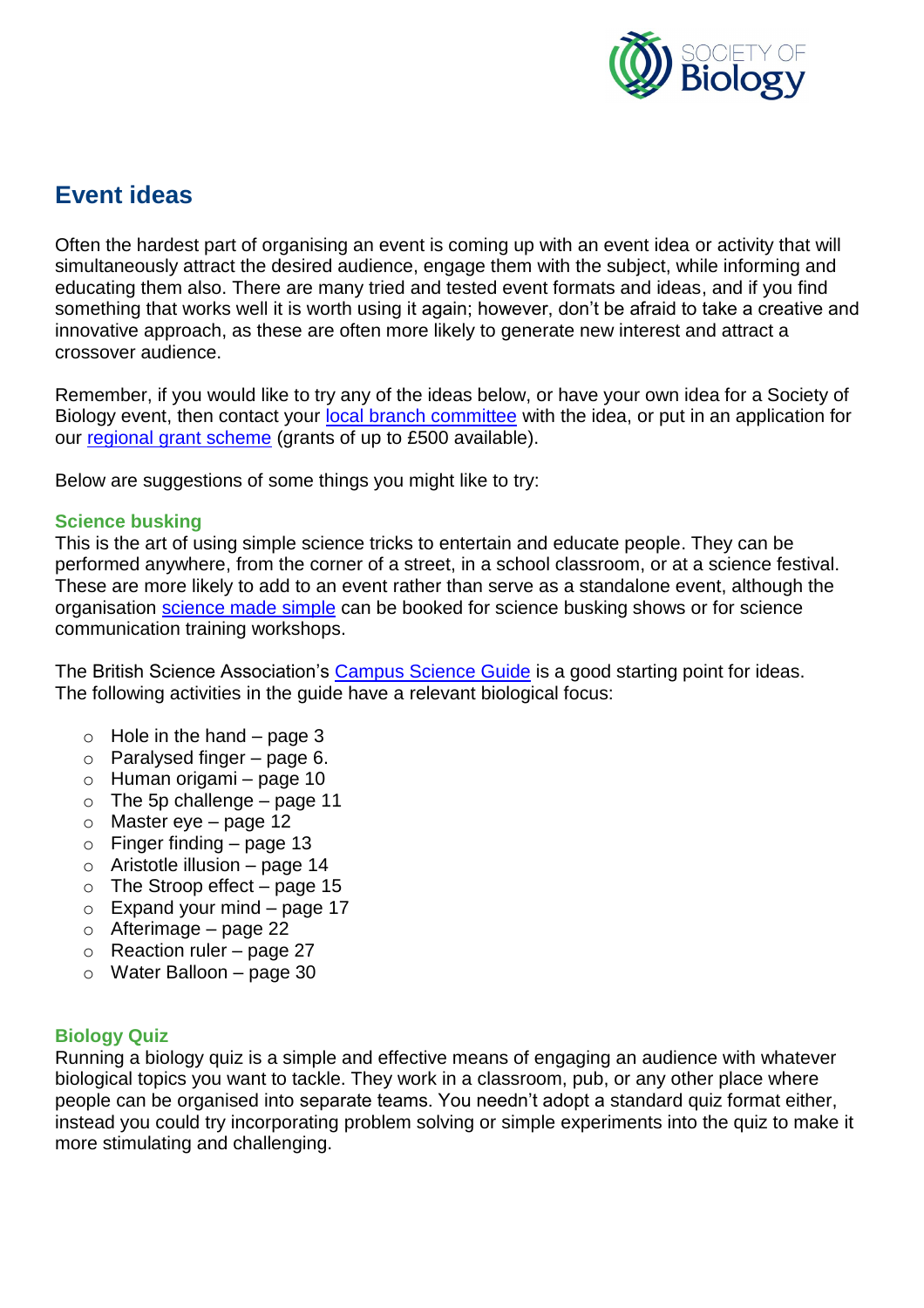## Event ideas

Often the hardest part of organising an event is coming up with an event idea or activity that will simultaneously attract the desired audience, engage them with the subject, while informing and educating them also. There are many tried and tested event formats and ideas, and if you find something that works well it is worth using it again; however, don't be afraid to take a creative and innovative approach, as these are often more likely to generate new interest and attract a crossover audience.

Remember, if you would like to try any of the ideas below, or have your own idea for a Society of Biology event, then contact your local branch committee with the idea, or put in an application for our regional grant scheme (grants of up to £500 available).

Below are suggestions of some things you might like to try:

### Science busking

This is the art of using simple science tricks to entertain and educate people. They can be performed anywhere, from the corner of a street, in a school classroom, or at a science festival. These are more likely to add to an event rather than serve as a standalone event, although the organisation science made simple can be booked for science busking shows or for science communication training workshops.

The British Science Association's Campus Science Guide is a good starting point for ideas. The following activities in the guide have a relevant biological focus:

- Hole in the hand – page 3
- Paralysed finger – page 6.
- Human origami – page 10
- The 5p challenge – page 11
- Master eye – page 12
- Finger finding – page 13
- Aristotle illusion – page 14
- The Stroop effect – page 15
- Expand your mind – page 17
- Afterimage – page 22
- Reaction ruler – page 27
- Water Balloon – page 30

### Biology Quiz

Running a biology quiz is a simple and effective means of engaging an audience with whatever biological topics you want to tackle. They work in a classroom, pub, or any other place where people can be organised into separate teams. You needn't adopt a standard quiz format either, instead you could try incorporating problem solving or simple experiments into the quiz to make it more stimulating and challenging.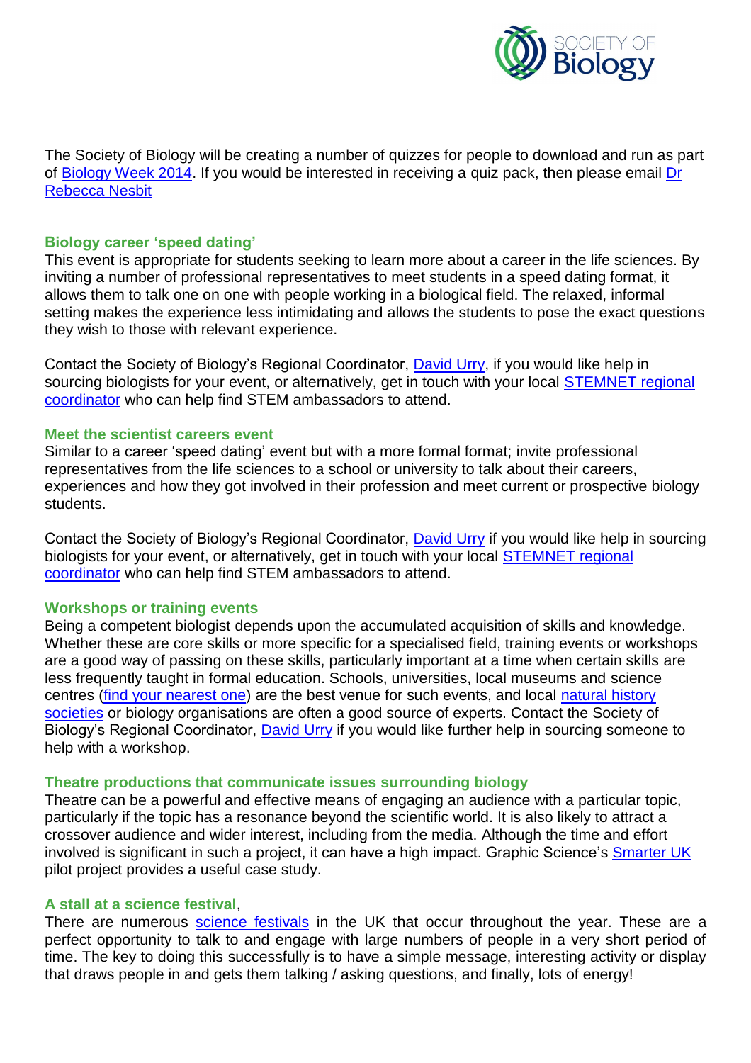The Society of Biology will be creating a number of quizzes for people to download and run as part of Biology Week 2014. If you would be interested in receiving a quiz pack, then please email Dr Rebecca Nesbit

### Biology career 'speed dating'

This event is appropriate for students seeking to learn more about a career in the life sciences. By inviting a number of professional representatives to meet students in a speed dating format, it allows them to talk one on one with people working in a biological field. The relaxed, informal setting makes the experience less intimidating and allows the students to pose the exact questions they wish to those with relevant experience.

Contact the Society of Biology's Regional Coordinator, David Urry, if you would like help in sourcing biologists for your event, or alternatively, get in touch with your local STEMNET regional coordinator who can help find STEM ambassadors to attend.

### Meet the scientist careers event

Similar to a career 'speed dating' event but with a more formal format; invite professional representatives from the life sciences to a school or university to talk about their careers, experiences and how they got involved in their profession and meet current or prospective biology students.

Contact the Society of Biology's Regional Coordinator, David Urry if you would like help in sourcing biologists for your event, or alternatively, get in touch with your local STEMNET regional coordinator who can help find STEM ambassadors to attend.

### Workshops or training events

Being a competent biologist depends upon the accumulated acquisition of skills and knowledge. Whether these are core skills or more specific for a specialised field, training events or workshops are a good way of passing on these skills, particularly important at a time when certain skills are less frequently taught in formal education. Schools, universities, local museums and science centres (find your nearest one) are the best venue for such events, and local natural history societies or biology organisations are often a good source of experts. Contact the Society of Biology's Regional Coordinator, David Urry if you would like further help in sourcing someone to help with a workshop.

### Theatre productions that communicate issues surrounding biology

Theatre can be a powerful and effective means of engaging an audience with a particular topic, particularly if the topic has a resonance beyond the scientific world. It is also likely to attract a crossover audience and wider interest, including from the media. Although the time and effort involved is significant in such a project, it can have a high impact. Graphic Science's Smarter UK pilot project provides a useful case study.

### A stall at a science festival,

There are numerous science festivals in the UK that occur throughout the year. These are a perfect opportunity to talk to and engage with large numbers of people in a very short period of time. The key to doing this successfully is to have a simple message, interesting activity or display that draws people in and gets them talking / asking questions, and finally, lots of energy!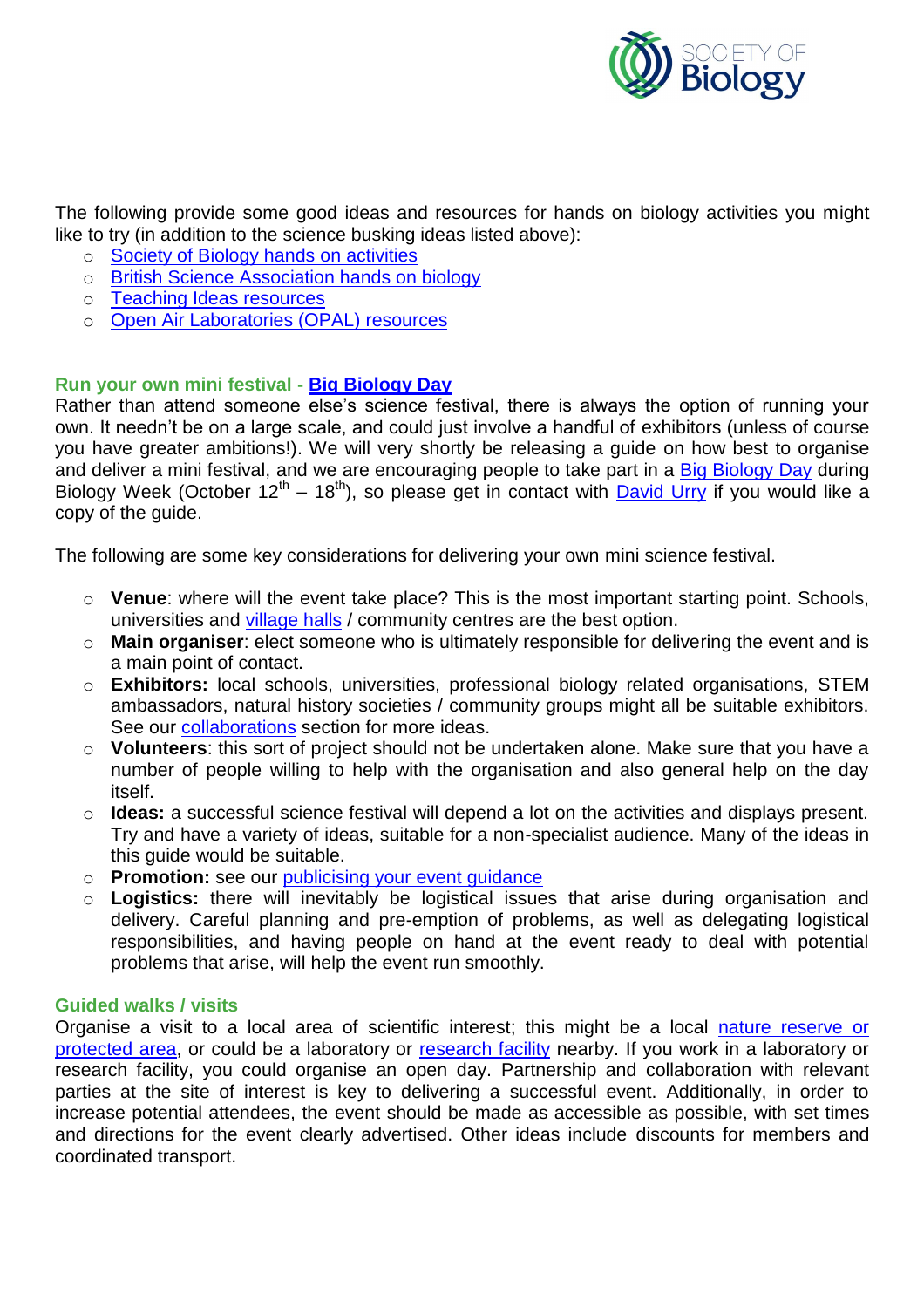The following provide some good ideas and resources for hands on biology activities you might like to try (in addition to the science busking ideas listed above):

- Society of Biology hands on activities
- British Science Association hands on biology
- Teaching Ideas resources
- Open Air Laboratories (OPAL) resources

### Run your own mini festival - Big Biology Day

Rather than attend someone else's science festival, there is always the option of running your own. It needn't be on a large scale, and could just involve a handful of exhibitors (unless of course you have greater ambitions!). We will very shortly be releasing a guide on how best to organise and deliver a mini festival, and we are encouraging people to take part in a Big Biology Day during Biology Week (October 12th – 18th), so please get in contact with David Urry if you would like a copy of the guide.

The following are some key considerations for delivering your own mini science festival.

- **Venue**: where will the event take place? This is the most important starting point. Schools, universities and village halls / community centres are the best option.
- **Main organiser**: elect someone who is ultimately responsible for delivering the event and is a main point of contact.
- **Exhibitors:** local schools, universities, professional biology related organisations, STEM ambassadors, natural history societies / community groups might all be suitable exhibitors. See our collaborations section for more ideas.
- **Volunteers**: this sort of project should not be undertaken alone. Make sure that you have a number of people willing to help with the organisation and also general help on the day itself.
- **Ideas:** a successful science festival will depend a lot on the activities and displays present. Try and have a variety of ideas, suitable for a non-specialist audience. Many of the ideas in this guide would be suitable.
- **Promotion:** see our publicising your event guidance
- **Logistics:** there will inevitably be logistical issues that arise during organisation and delivery. Careful planning and pre-emption of problems, as well as delegating logistical responsibilities, and having people on hand at the event ready to deal with potential problems that arise, will help the event run smoothly.

### Guided walks / visits

Organise a visit to a local area of scientific interest; this might be a local nature reserve or protected area, or could be a laboratory or research facility nearby. If you work in a laboratory or research facility, you could organise an open day. Partnership and collaboration with relevant parties at the site of interest is key to delivering a successful event. Additionally, in order to increase potential attendees, the event should be made as accessible as possible, with set times and directions for the event clearly advertised. Other ideas include discounts for members and coordinated transport.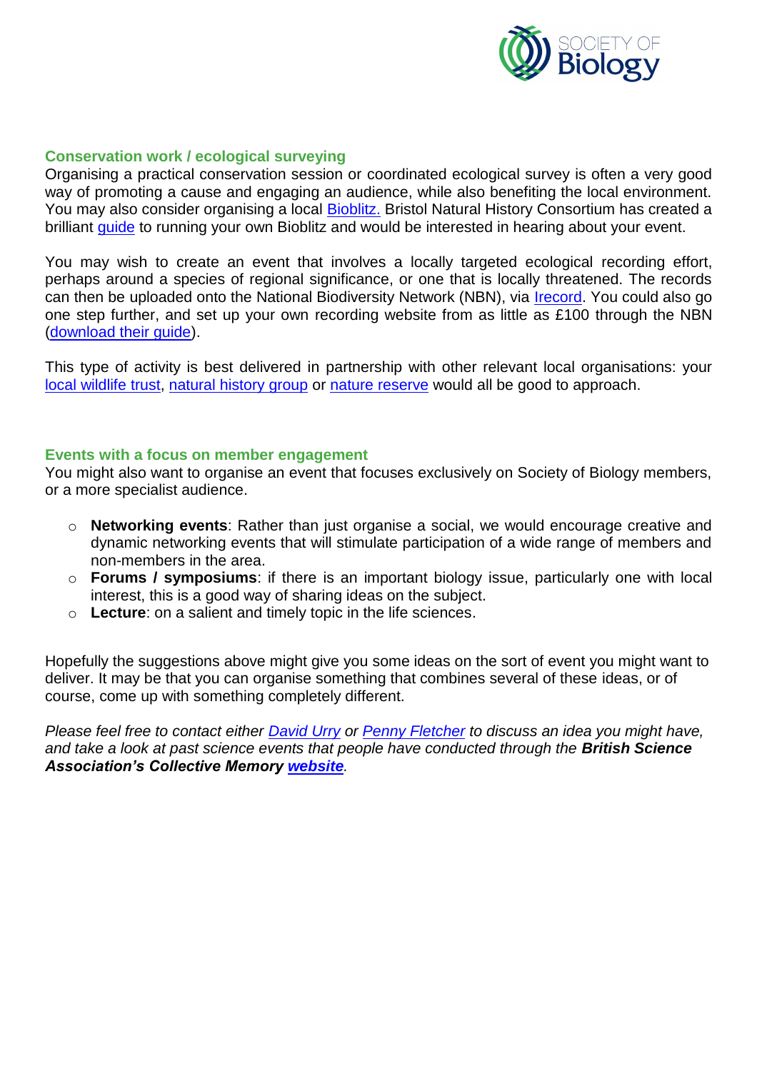## Conservation work / ecological surveying

Organising a practical conservation session or coordinated ecological survey is often a very good way of promoting a cause and engaging an audience, while also benefiting the local environment. You may also consider organising a local Bioblitz. Bristol Natural History Consortium has created a brilliant guide to running your own Bioblitz and would be interested in hearing about your event.

You may wish to create an event that involves a locally targeted ecological recording effort, perhaps around a species of regional significance, or one that is locally threatened. The records can then be uploaded onto the National Biodiversity Network (NBN), via Irecord. You could also go one step further, and set up your own recording website from as little as £100 through the NBN (download their guide).

This type of activity is best delivered in partnership with other relevant local organisations: your local wildlife trust, natural history group or nature reserve would all be good to approach.

## Events with a focus on member engagement

You might also want to organise an event that focuses exclusively on Society of Biology members, or a more specialist audience.

- **Networking events**: Rather than just organise a social, we would encourage creative and dynamic networking events that will stimulate participation of a wide range of members and non-members in the area.
- **Forums / symposiums**: if there is an important biology issue, particularly one with local interest, this is a good way of sharing ideas on the subject.
- **Lecture**: on a salient and timely topic in the life sciences.

Hopefully the suggestions above might give you some ideas on the sort of event you might want to deliver. It may be that you can organise something that combines several of these ideas, or of course, come up with something completely different.

*Please feel free to contact either David Urry or Penny Fletcher to discuss an idea you might have, and take a look at past science events that people have conducted through the* ***British Science Association's Collective Memory website****.*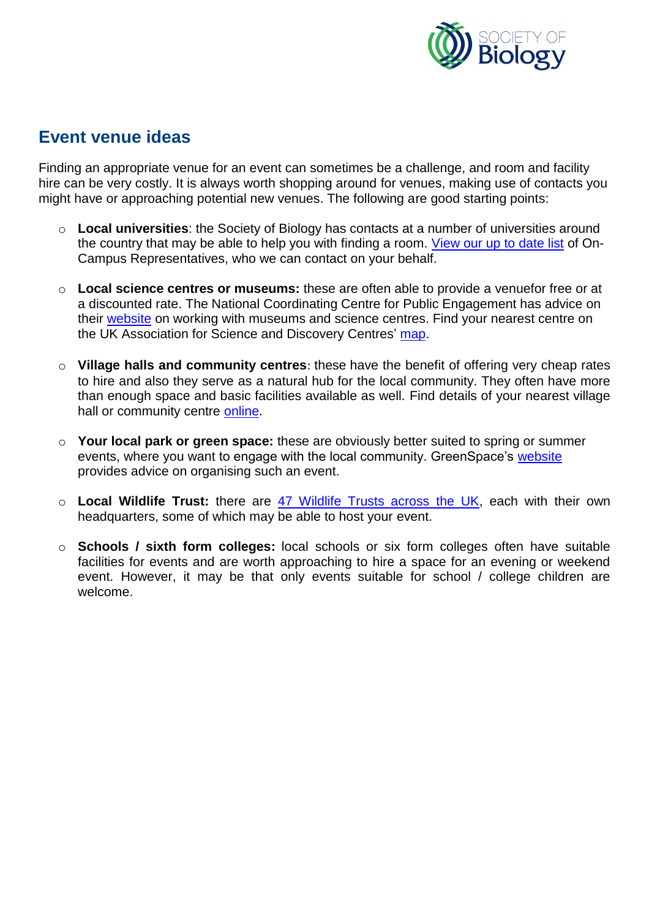## Event venue ideas

Finding an appropriate venue for an event can sometimes be a challenge, and room and facility hire can be very costly. It is always worth shopping around for venues, making use of contacts you might have or approaching potential new venues. The following are good starting points:

- **Local universities**: the Society of Biology has contacts at a number of universities around the country that may be able to help you with finding a room. View our up to date list of On-Campus Representatives, who we can contact on your behalf.

- **Local science centres or museums:** these are often able to provide a venuefor free or at a discounted rate. The National Coordinating Centre for Public Engagement has advice on their website on working with museums and science centres. Find your nearest centre on the UK Association for Science and Discovery Centres' map.

- **Village halls and community centres**: these have the benefit of offering very cheap rates to hire and also they serve as a natural hub for the local community. They often have more than enough space and basic facilities available as well. Find details of your nearest village hall or community centre online.

- **Your local park or green space:** these are obviously better suited to spring or summer events, where you want to engage with the local community. GreenSpace's website provides advice on organising such an event.

- **Local Wildlife Trust:** there are 47 Wildlife Trusts across the UK, each with their own headquarters, some of which may be able to host your event.

- **Schools / sixth form colleges:** local schools or six form colleges often have suitable facilities for events and are worth approaching to hire a space for an evening or weekend event. However, it may be that only events suitable for school / college children are welcome.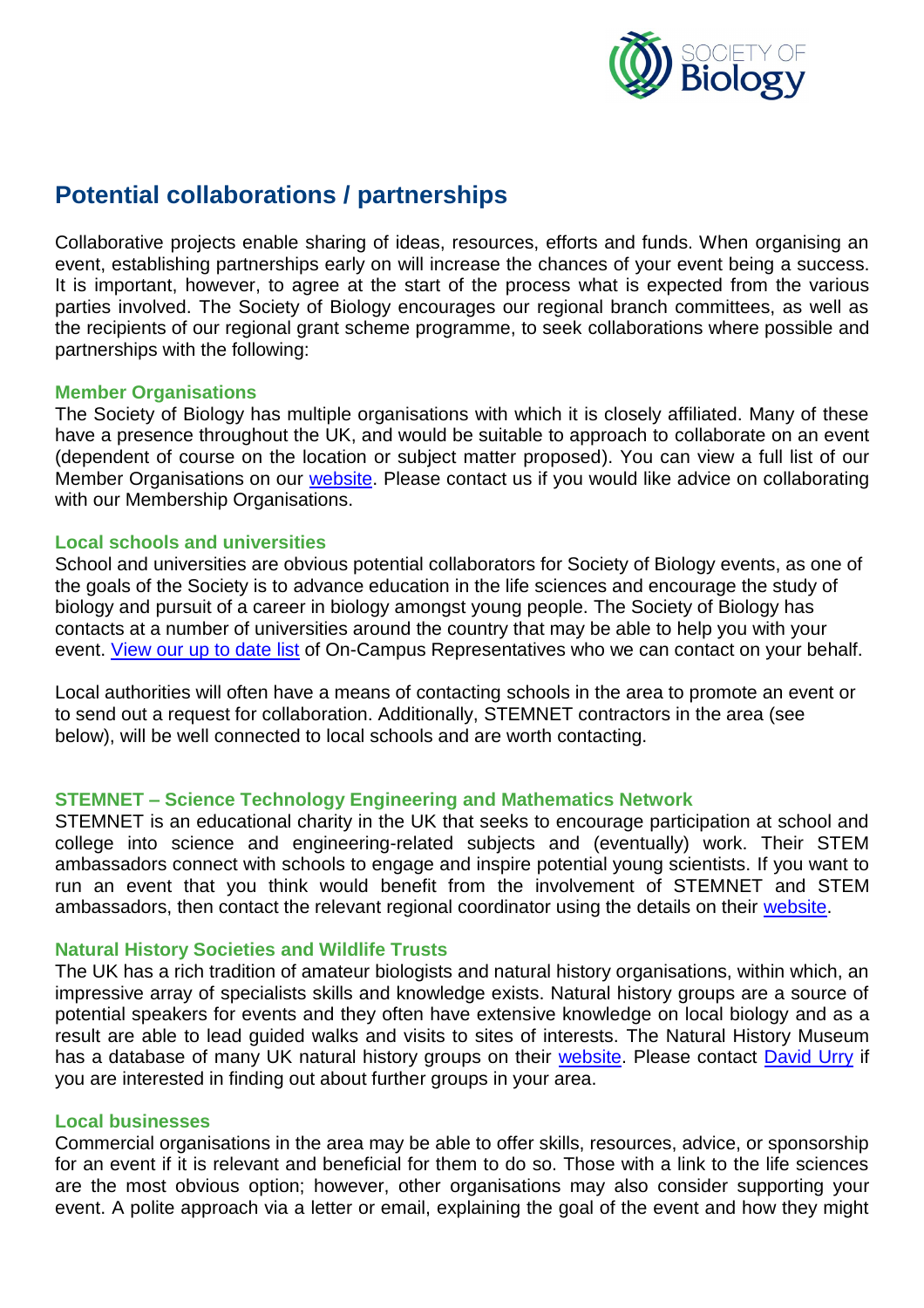## Potential collaborations / partnerships

Collaborative projects enable sharing of ideas, resources, efforts and funds. When organising an event, establishing partnerships early on will increase the chances of your event being a success. It is important, however, to agree at the start of the process what is expected from the various parties involved. The Society of Biology encourages our regional branch committees, as well as the recipients of our regional grant scheme programme, to seek collaborations where possible and partnerships with the following:

### Member Organisations

The Society of Biology has multiple organisations with which it is closely affiliated. Many of these have a presence throughout the UK, and would be suitable to approach to collaborate on an event (dependent of course on the location or subject matter proposed). You can view a full list of our Member Organisations on our website. Please contact us if you would like advice on collaborating with our Membership Organisations.

### Local schools and universities

School and universities are obvious potential collaborators for Society of Biology events, as one of the goals of the Society is to advance education in the life sciences and encourage the study of biology and pursuit of a career in biology amongst young people. The Society of Biology has contacts at a number of universities around the country that may be able to help you with your event. View our up to date list of On-Campus Representatives who we can contact on your behalf.

Local authorities will often have a means of contacting schools in the area to promote an event or to send out a request for collaboration. Additionally, STEMNET contractors in the area (see below), will be well connected to local schools and are worth contacting.

### STEMNET – Science Technology Engineering and Mathematics Network

STEMNET is an educational charity in the UK that seeks to encourage participation at school and college into science and engineering-related subjects and (eventually) work. Their STEM ambassadors connect with schools to engage and inspire potential young scientists. If you want to run an event that you think would benefit from the involvement of STEMNET and STEM ambassadors, then contact the relevant regional coordinator using the details on their website.

### Natural History Societies and Wildlife Trusts

The UK has a rich tradition of amateur biologists and natural history organisations, within which, an impressive array of specialists skills and knowledge exists. Natural history groups are a source of potential speakers for events and they often have extensive knowledge on local biology and as a result are able to lead guided walks and visits to sites of interests. The Natural History Museum has a database of many UK natural history groups on their website. Please contact David Urry if you are interested in finding out about further groups in your area.

### Local businesses

Commercial organisations in the area may be able to offer skills, resources, advice, or sponsorship for an event if it is relevant and beneficial for them to do so. Those with a link to the life sciences are the most obvious option; however, other organisations may also consider supporting your event. A polite approach via a letter or email, explaining the goal of the event and how they might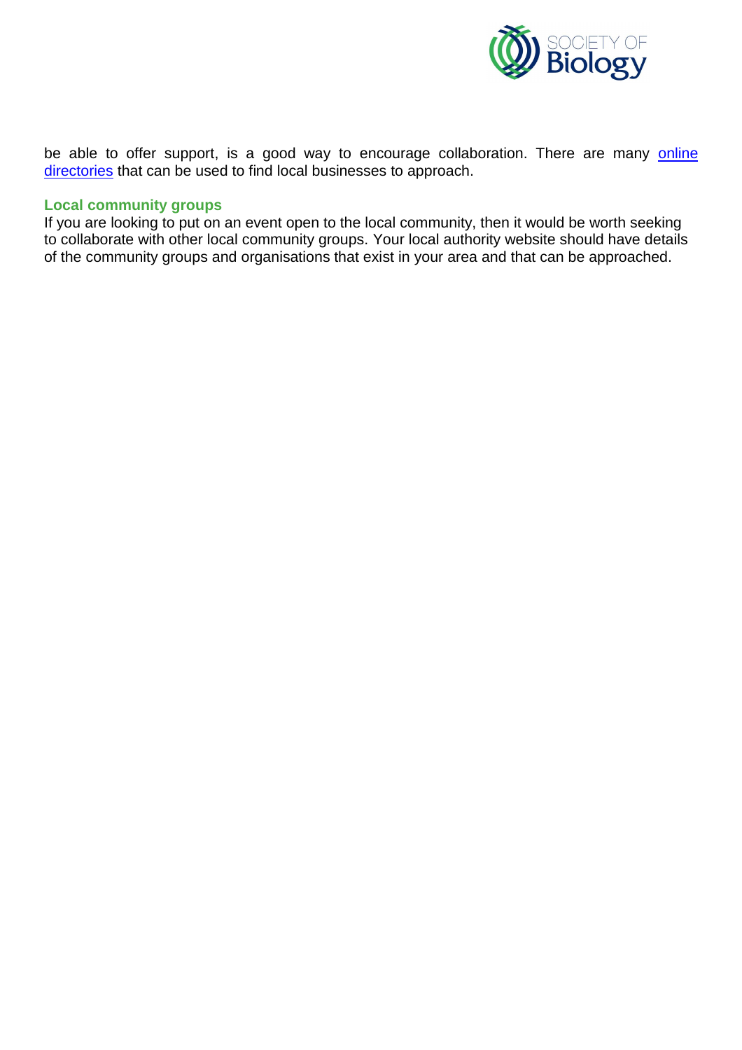be able to offer support, is a good way to encourage collaboration. There are many online directories that can be used to find local businesses to approach.

### Local community groups

If you are looking to put on an event open to the local community, then it would be worth seeking to collaborate with other local community groups. Your local authority website should have details of the community groups and organisations that exist in your area and that can be approached.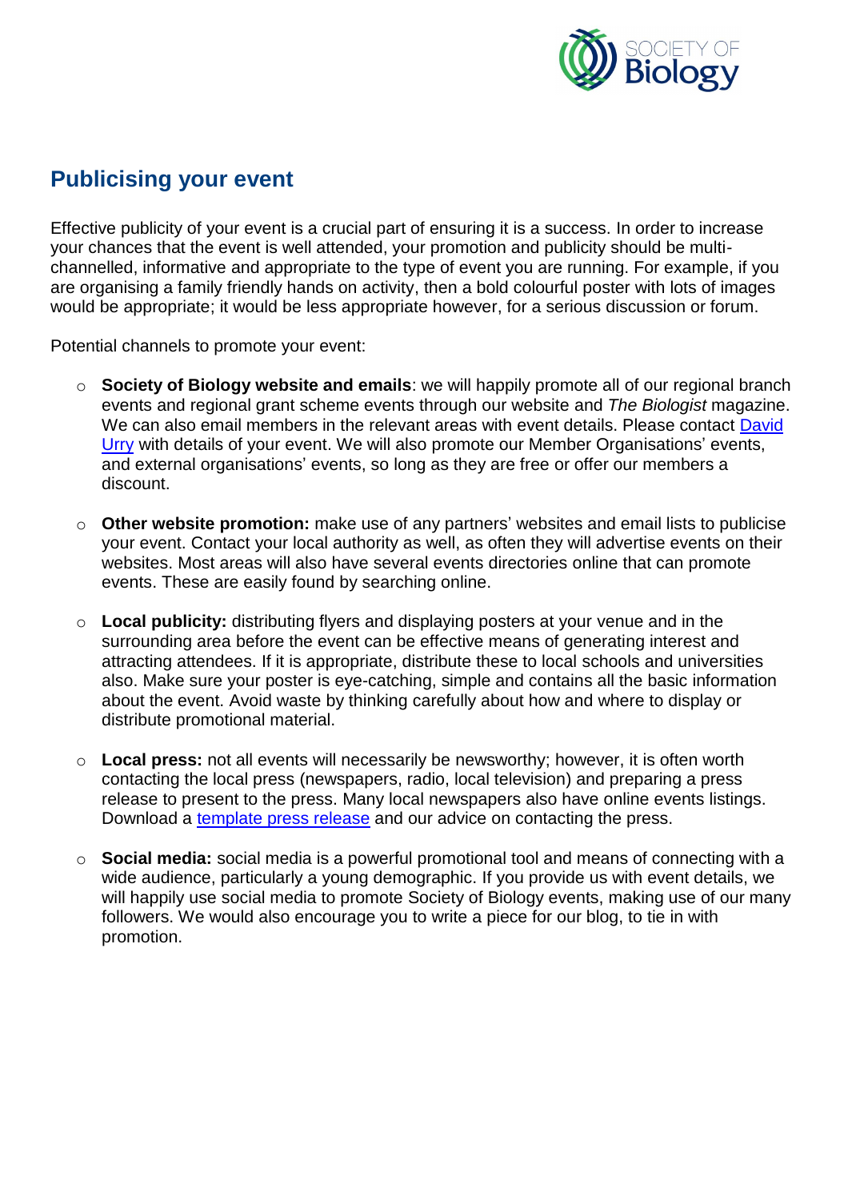## Publicising your event

Effective publicity of your event is a crucial part of ensuring it is a success. In order to increase your chances that the event is well attended, your promotion and publicity should be multi-channelled, informative and appropriate to the type of event you are running. For example, if you are organising a family friendly hands on activity, then a bold colourful poster with lots of images would be appropriate; it would be less appropriate however, for a serious discussion or forum.

Potential channels to promote your event:

- **Society of Biology website and emails**: we will happily promote all of our regional branch events and regional grant scheme events through our website and *The Biologist* magazine. We can also email members in the relevant areas with event details. Please contact David Urry with details of your event. We will also promote our Member Organisations' events, and external organisations' events, so long as they are free or offer our members a discount.

- **Other website promotion:** make use of any partners' websites and email lists to publicise your event. Contact your local authority as well, as often they will advertise events on their websites. Most areas will also have several events directories online that can promote events. These are easily found by searching online.

- **Local publicity:** distributing flyers and displaying posters at your venue and in the surrounding area before the event can be effective means of generating interest and attracting attendees. If it is appropriate, distribute these to local schools and universities also. Make sure your poster is eye-catching, simple and contains all the basic information about the event. Avoid waste by thinking carefully about how and where to display or distribute promotional material.

- **Local press:** not all events will necessarily be newsworthy; however, it is often worth contacting the local press (newspapers, radio, local television) and preparing a press release to present to the press. Many local newspapers also have online events listings. Download a template press release and our advice on contacting the press.

- **Social media:** social media is a powerful promotional tool and means of connecting with a wide audience, particularly a young demographic. If you provide us with event details, we will happily use social media to promote Society of Biology events, making use of our many followers. We would also encourage you to write a piece for our blog, to tie in with promotion.